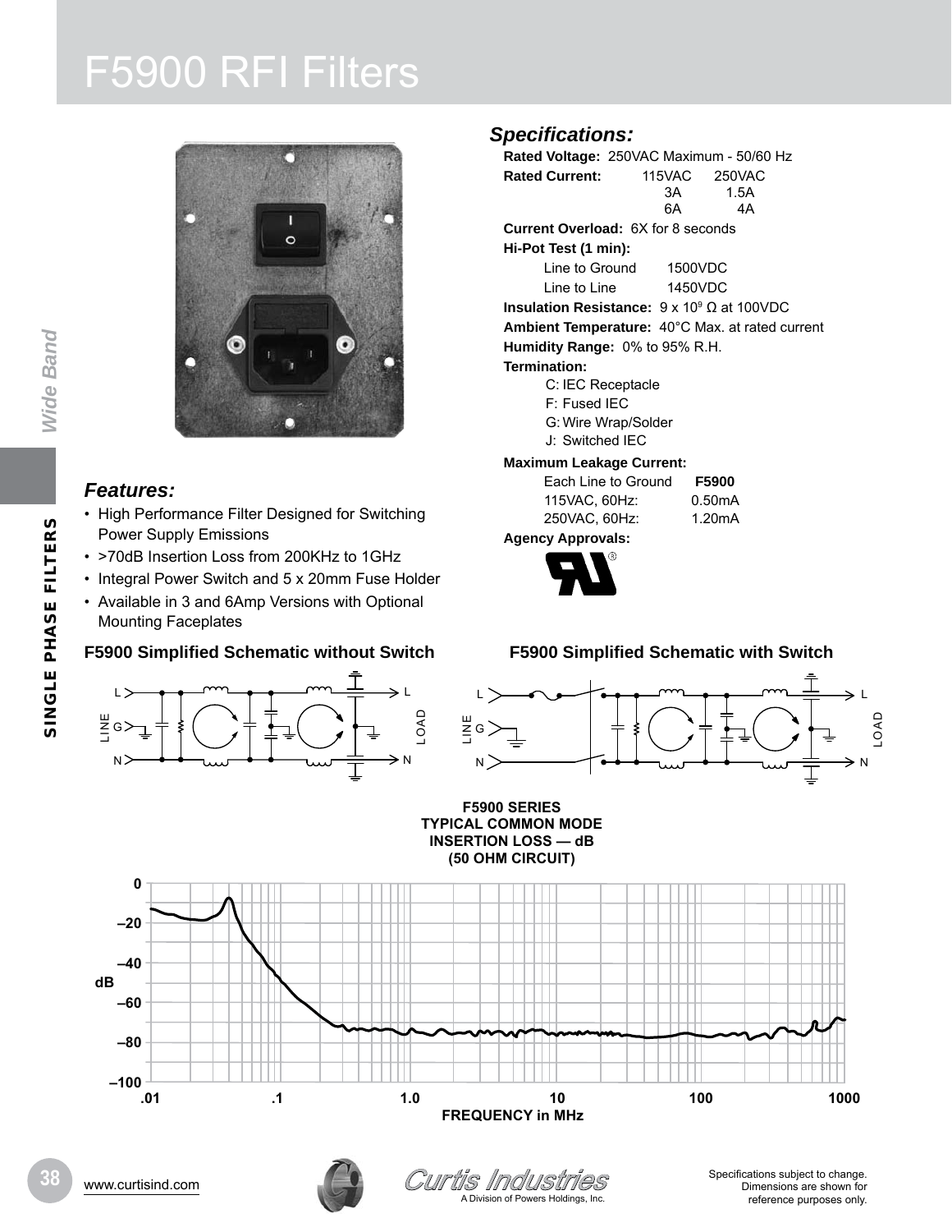# F5900 RFI Filters

## Specifications:

**Rated Voltage:** 250VAC Maximum - 50/60 Hz

**Rated Current:**

| 115VAC | 250VAC |
|---|---|
| 3A | 1.5A |
| 6A | 4A |

**Current Overload:** 6X for 8 seconds

**Hi-Pot Test (1 min):**

| | |
|---|---|
| Line to Ground | 1500VDC |
| Line to Line | 1450VDC |

**Insulation Resistance:** $9 \times 10^9$ Ω at 100VDC

**Ambient Temperature:** 40°C Max. at rated current

**Humidity Range:** 0% to 95% R.H.

**Termination:**

- C: IEC Receptacle
- F: Fused IEC
- G: Wire Wrap/Solder
- J: Switched IEC

**Maximum Leakage Current:**

| Each Line to Ground | **F5900** |
|---|---|
| 115VAC, 60Hz: | 0.50mA |
| 250VAC, 60Hz: | 1.20mA |

**Agency Approvals:**

## Features:

- High Performance Filter Designed for Switching Power Supply Emissions
- >70dB Insertion Loss from 200KHz to 1GHz
- Integral Power Switch and 5 x 20mm Fuse Holder
- Available in 3 and 6Amp Versions with Optional Mounting Faceplates

### F5900 Simplified Schematic without Switch

### F5900 Simplified Schematic with Switch

F5900 SERIES
TYPICAL COMMON MODE
INSERTION LOSS — dB
(50 OHM CIRCUIT)

FREQUENCY in MHz

Specifications subject to change. Dimensions are shown for reference purposes only.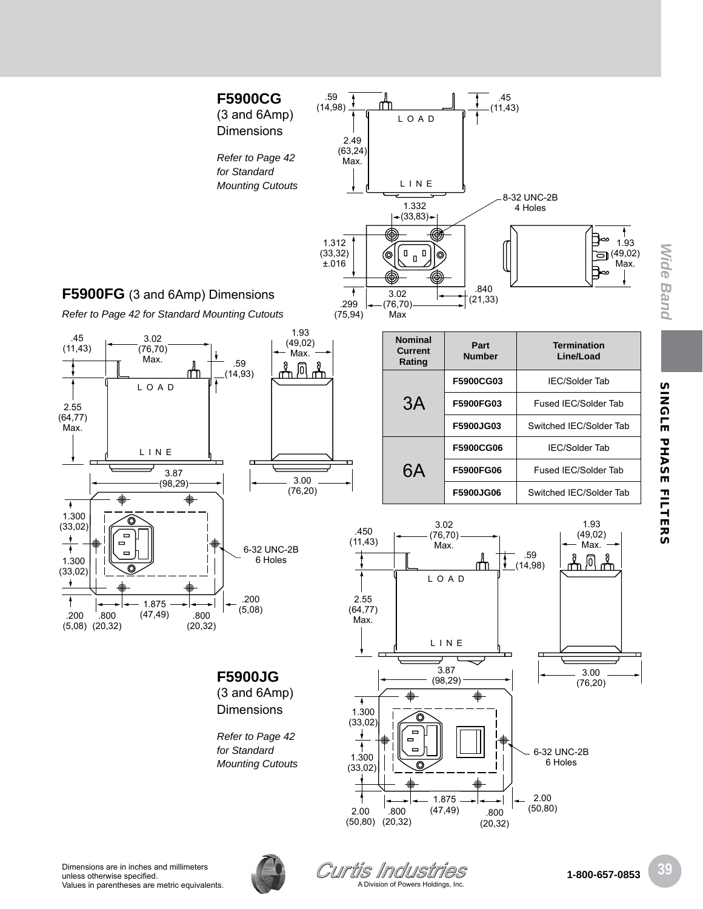## F5900CG

(3 and 6Amp) Dimensions

*Refer to Page 42 for Standard Mounting Cutouts*

.59 (14,98) | .45 (11,43) | LOAD | 2.49 (63,24) Max. | LINE | 1.332 (33,83) | 8-32 UNC-2B 4 Holes | 1.312 (33,32) ±.016 | 1.93 (49,02) Max. | .299 (75,94) | 3.02 (76,70) Max | .840 (21,33)

## F5900FG (3 and 6Amp) Dimensions

*Refer to Page 42 for Standard Mounting Cutouts*

.45 (11,43) | 3.02 (76,70) Max. | .59 (14,93) | 1.93 (49,02) Max. | LOAD | 2.55 (64,77) Max. | LINE | 3.87 (98,29) | 3.00 (76,20) | 1.300 (33,02) | 1.300 (33,02) | 6-32 UNC-2B 6 Holes | .200 (5,08) | .200 (5,08) | .800 (20,32) | 1.875 (47,49) | .800 (20,32)

| Nominal Current Rating | Part Number | Termination Line/Load |
|---|---|---|
| 3A | F5900CG03 | IEC/Solder Tab |
| | F5900FG03 | Fused IEC/Solder Tab |
| | F5900JG03 | Switched IEC/Solder Tab |
| 6A | F5900CG06 | IEC/Solder Tab |
| | F5900FG06 | Fused IEC/Solder Tab |
| | F5900JG06 | Switched IEC/Solder Tab |

## F5900JG

(3 and 6Amp) Dimensions

*Refer to Page 42 for Standard Mounting Cutouts*

.450 (11,43) | 3.02 (76,70) Max. | .59 (14,98) | 1.93 (49,02) Max. | LOAD | 2.55 (64,77) Max. | LINE | 3.87 (98,29) | 3.00 (76,20) | 1.300 (33,02) | 1.300 (33,02) | 6-32 UNC-2B 6 Holes | 2.00 (50,80) | .800 (20,32) | 1.875 (47,49) | .800 (20,32) | 2.00 (50,80)

Dimensions are in inches and millimeters unless otherwise specified.
Values in parentheses are metric equivalents.

Curtis Industries
A Division of Powers Holdings, Inc.

1-800-657-0853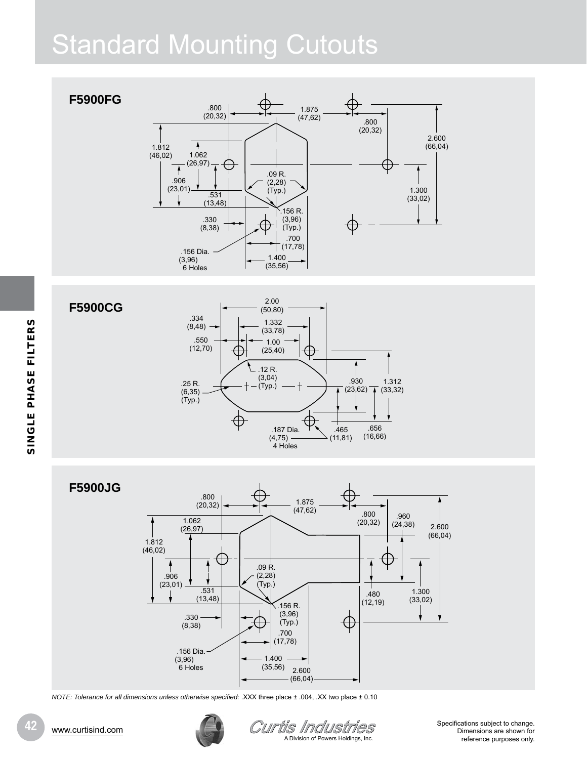# Standard Mounting Cutouts

## F5900FG

.800
(20,32)
1.875
(47,62)
.800
(20,32)
2.600
(66,04)
1.812
(46,02)
1.062
(26,97)
.906
(23,01)
.531
(13,48)
.09 R.
(2,28)
(Typ.)
1.300
(33,02)
.156 R.
(3,96)
(Typ.)
.330
(8,38)
.700
(17,78)
.156 Dia.
(3,96)
6 Holes
1.400
(35,56)

## F5900CG

2.00
(50,80)
.334
(8,48)
1.332
(33,78)
.550
(12,70)
1.00
(25,40)
.12 R.
(3,04)
(Typ.)
.25 R.
(6,35)
(Typ.)
.930
(23,62)
1.312
(33,32)
.187 Dia.
(4,75)
4 Holes
.465
(11,81)
.656
(16,66)

## F5900JG

.800
(20,32)
1.875
(47,62)
.800
(20,32)
.960
(24,38)
2.600
(66,04)
1.062
(26,97)
1.812
(46,02)
.09 R.
(2,28)
(Typ.)
.906
(23,01)
.531
(13,48)
.480
(12,19)
1.300
(33,02)
.156 R.
(3,96)
(Typ.)
.330
(8,38)
.700
(17,78)
.156 Dia.
(3,96)
6 Holes
1.400
(35,56)
2.600
(66,04)

*NOTE: Tolerance for all dimensions unless otherwise specified:* .XXX three place ± .004, .XX two place ± 0.10

SINGLE PHASE FILTERS

www.curtisind.com

Curtis Industries
A Division of Powers Holdings, Inc.

Specifications subject to change.
Dimensions are shown for
reference purposes only.